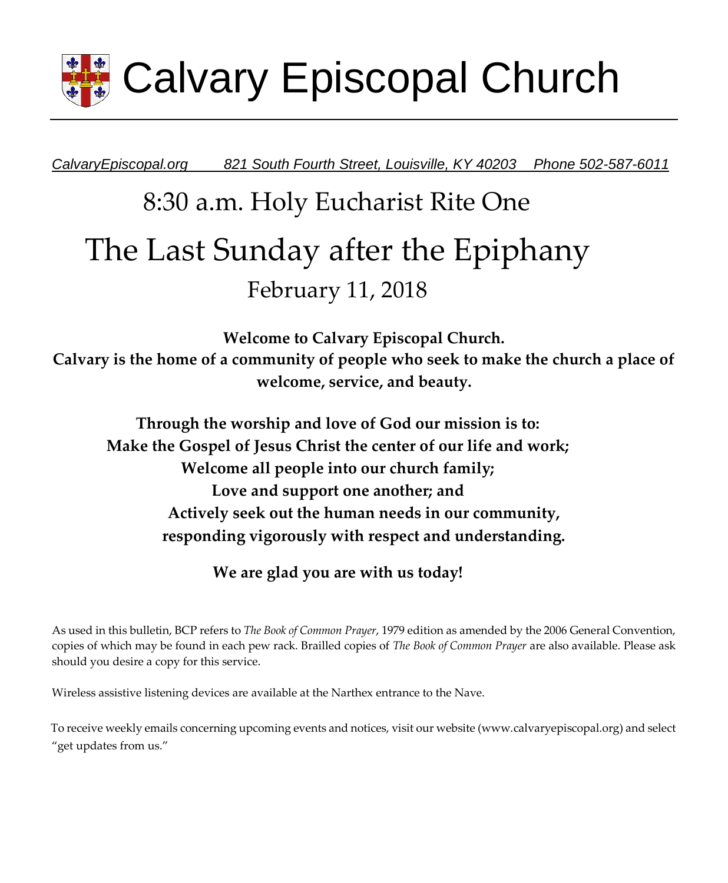# Calvary Episcopal Church

*CalvaryEpiscopal.org      821 South Fourth Street, Louisville, KY 40203    Phone 502-587-6011*

## 8:30 a.m. Holy Eucharist Rite One

# The Last Sunday after the Epiphany

## February 11, 2018

**Welcome to Calvary Episcopal Church.**
**Calvary is the home of a community of people who seek to make the church a place of welcome, service, and beauty.**

**Through the worship and love of God our mission is to:**
**Make the Gospel of Jesus Christ the center of our life and work;**
**Welcome all people into our church family;**
**Love and support one another; and**
**Actively seek out the human needs in our community, responding vigorously with respect and understanding.**

**We are glad you are with us today!**

As used in this bulletin, BCP refers to *The Book of Common Prayer*, 1979 edition as amended by the 2006 General Convention, copies of which may be found in each pew rack. Brailled copies of *The Book of Common Prayer* are also available. Please ask should you desire a copy for this service.

Wireless assistive listening devices are available at the Narthex entrance to the Nave.

To receive weekly emails concerning upcoming events and notices, visit our website (www.calvaryepiscopal.org) and select "get updates from us."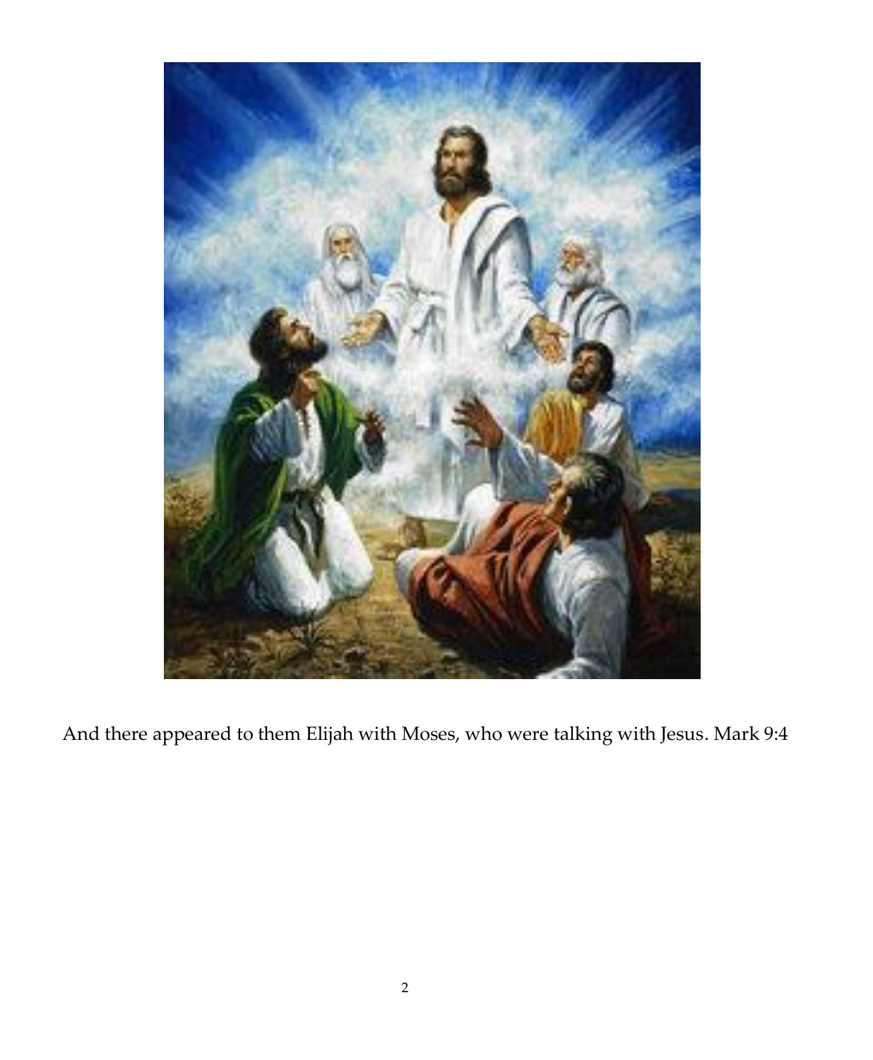And there appeared to them Elijah with Moses, who were talking with Jesus. Mark 9:4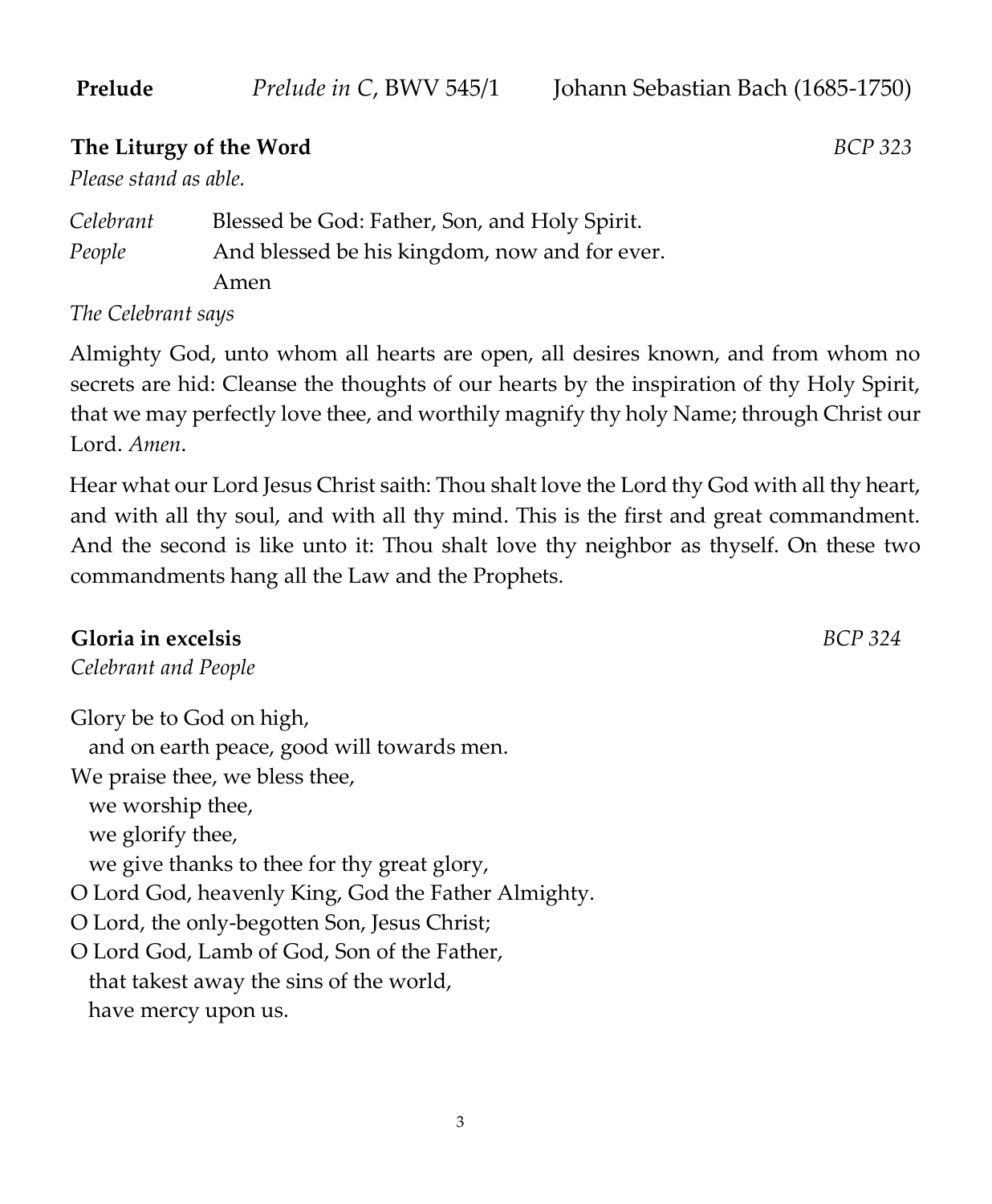**Prelude** *Prelude in C*, BWV 545/1 Johann Sebastian Bach (1685-1750)

**The Liturgy of the Word** *BCP 323*

*Please stand as able.*

*Celebrant* Blessed be God: Father, Son, and Holy Spirit.
*People* And blessed be his kingdom, now and for ever.
Amen

*The Celebrant says*

Almighty God, unto whom all hearts are open, all desires known, and from whom no secrets are hid: Cleanse the thoughts of our hearts by the inspiration of thy Holy Spirit, that we may perfectly love thee, and worthily magnify thy holy Name; through Christ our Lord. *Amen*.

Hear what our Lord Jesus Christ saith: Thou shalt love the Lord thy God with all thy heart, and with all thy soul, and with all thy mind. This is the first and great commandment. And the second is like unto it: Thou shalt love thy neighbor as thyself. On these two commandments hang all the Law and the Prophets.

**Gloria in excelsis** *BCP 324*

*Celebrant and People*

Glory be to God on high,
  and on earth peace, good will towards men.
We praise thee, we bless thee,
  we worship thee,
  we glorify thee,
  we give thanks to thee for thy great glory,
O Lord God, heavenly King, God the Father Almighty.
O Lord, the only-begotten Son, Jesus Christ;
O Lord God, Lamb of God, Son of the Father,
  that takest away the sins of the world,
  have mercy upon us.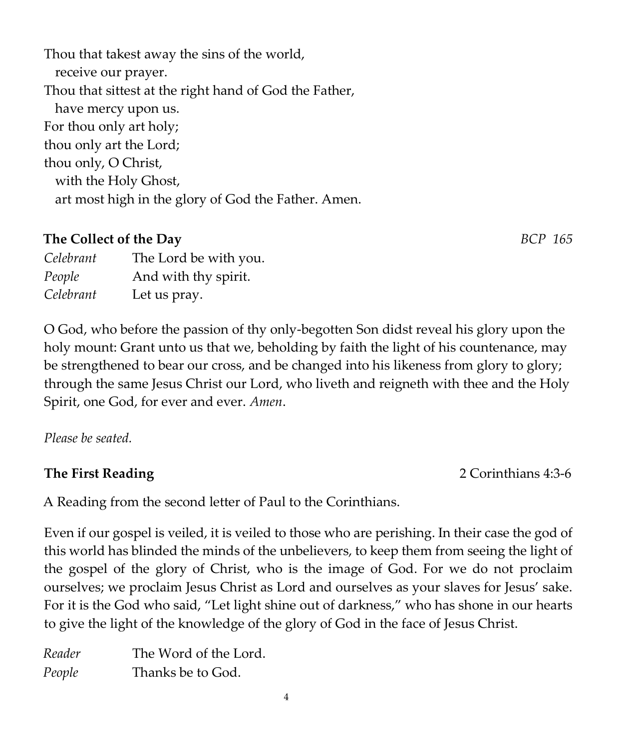Thou that takest away the sins of the world,
  receive our prayer.
Thou that sittest at the right hand of God the Father,
  have mercy upon us.
For thou only art holy;
thou only art the Lord;
thou only, O Christ,
  with the Holy Ghost,
  art most high in the glory of God the Father. Amen.

**The Collect of the Day** *BCP 165*

*Celebrant* The Lord be with you.
*People* And with thy spirit.
*Celebrant* Let us pray.

O God, who before the passion of thy only-begotten Son didst reveal his glory upon the holy mount: Grant unto us that we, beholding by faith the light of his countenance, may be strengthened to bear our cross, and be changed into his likeness from glory to glory; through the same Jesus Christ our Lord, who liveth and reigneth with thee and the Holy Spirit, one God, for ever and ever. *Amen*.

*Please be seated.*

**The First Reading** 2 Corinthians 4:3-6

A Reading from the second letter of Paul to the Corinthians.

Even if our gospel is veiled, it is veiled to those who are perishing. In their case the god of this world has blinded the minds of the unbelievers, to keep them from seeing the light of the gospel of the glory of Christ, who is the image of God. For we do not proclaim ourselves; we proclaim Jesus Christ as Lord and ourselves as your slaves for Jesus' sake. For it is the God who said, "Let light shine out of darkness," who has shone in our hearts to give the light of the knowledge of the glory of God in the face of Jesus Christ.

*Reader* The Word of the Lord.
*People* Thanks be to God.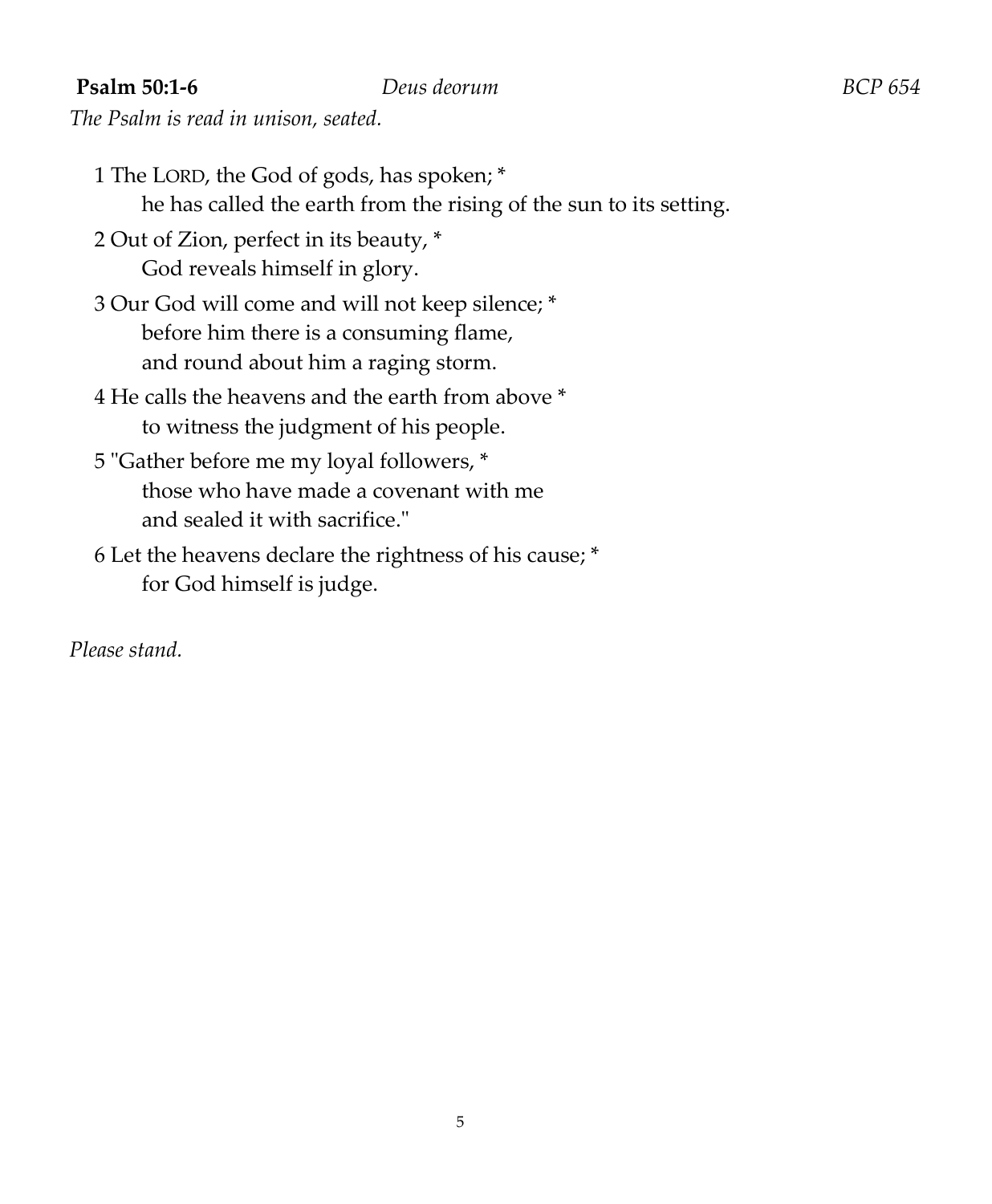**Psalm 50:1-6** *Deus deorum* *BCP 654*

*The Psalm is read in unison, seated.*

1 The LORD, the God of gods, has spoken; *
  he has called the earth from the rising of the sun to its setting.

2 Out of Zion, perfect in its beauty, *
  God reveals himself in glory.

3 Our God will come and will not keep silence; *
  before him there is a consuming flame,
  and round about him a raging storm.

4 He calls the heavens and the earth from above *
  to witness the judgment of his people.

5 "Gather before me my loyal followers, *
  those who have made a covenant with me
  and sealed it with sacrifice."

6 Let the heavens declare the rightness of his cause; *
  for God himself is judge.

*Please stand.*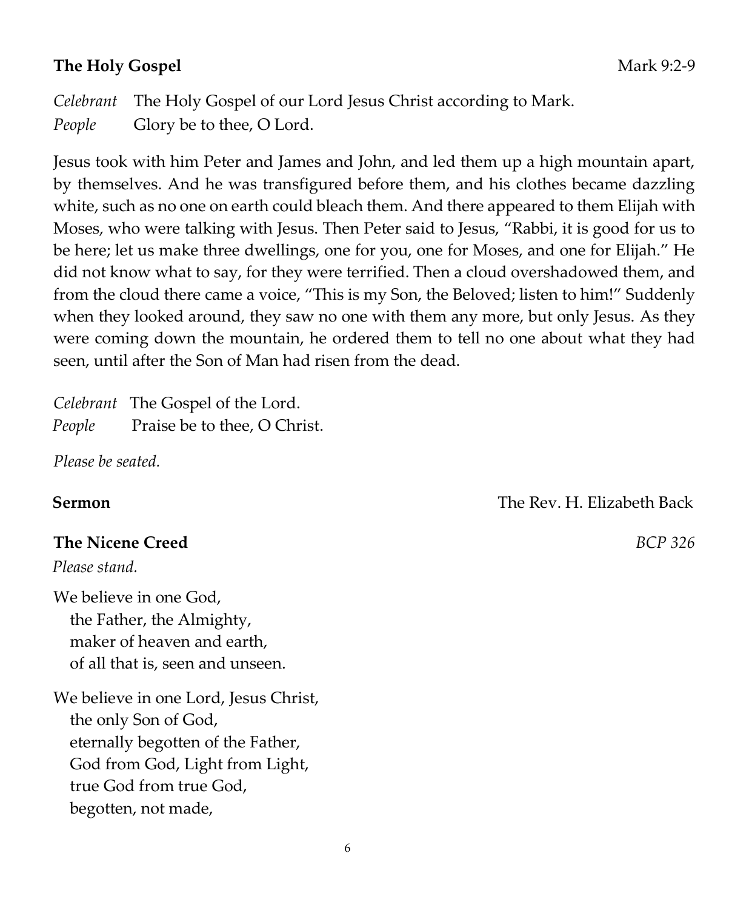**The Holy Gospel** Mark 9:2-9

*Celebrant* The Holy Gospel of our Lord Jesus Christ according to Mark.
*People* Glory be to thee, O Lord.

Jesus took with him Peter and James and John, and led them up a high mountain apart, by themselves. And he was transfigured before them, and his clothes became dazzling white, such as no one on earth could bleach them. And there appeared to them Elijah with Moses, who were talking with Jesus. Then Peter said to Jesus, "Rabbi, it is good for us to be here; let us make three dwellings, one for you, one for Moses, and one for Elijah." He did not know what to say, for they were terrified. Then a cloud overshadowed them, and from the cloud there came a voice, "This is my Son, the Beloved; listen to him!" Suddenly when they looked around, they saw no one with them any more, but only Jesus. As they were coming down the mountain, he ordered them to tell no one about what they had seen, until after the Son of Man had risen from the dead.

*Celebrant* The Gospel of the Lord.
*People* Praise be to thee, O Christ.

*Please be seated.*

**Sermon** The Rev. H. Elizabeth Back

**The Nicene Creed** *BCP 326*

*Please stand.*

We believe in one God,
the Father, the Almighty,
maker of heaven and earth,
of all that is, seen and unseen.

We believe in one Lord, Jesus Christ,
the only Son of God,
eternally begotten of the Father,
God from God, Light from Light,
true God from true God,
begotten, not made,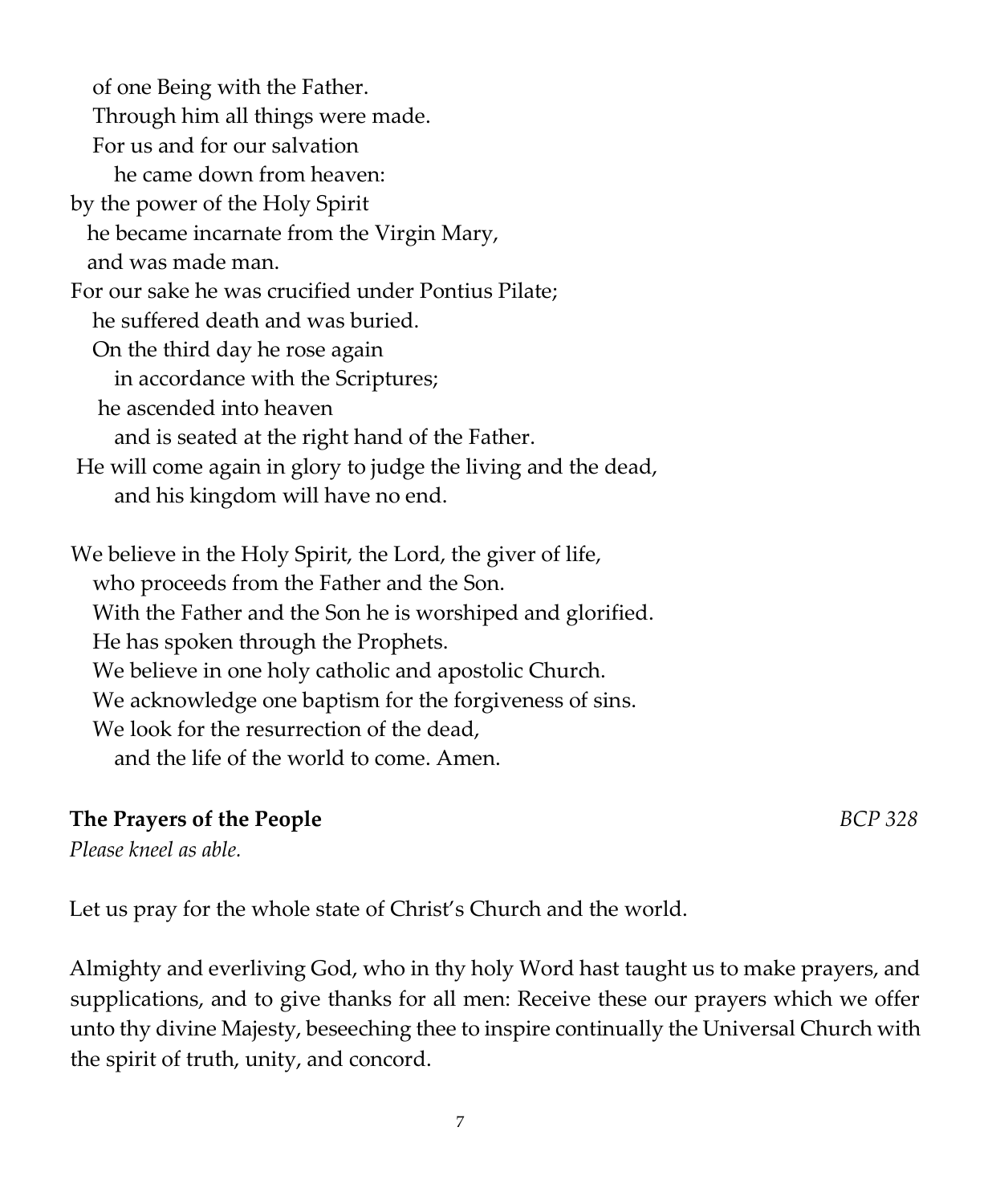of one Being with the Father.
Through him all things were made.
For us and for our salvation
he came down from heaven:
by the power of the Holy Spirit
he became incarnate from the Virgin Mary,
and was made man.
For our sake he was crucified under Pontius Pilate;
he suffered death and was buried.
On the third day he rose again
in accordance with the Scriptures;
he ascended into heaven
and is seated at the right hand of the Father.
He will come again in glory to judge the living and the dead,
and his kingdom will have no end.

We believe in the Holy Spirit, the Lord, the giver of life,
who proceeds from the Father and the Son.
With the Father and the Son he is worshiped and glorified.
He has spoken through the Prophets.
We believe in one holy catholic and apostolic Church.
We acknowledge one baptism for the forgiveness of sins.
We look for the resurrection of the dead,
and the life of the world to come. Amen.

**The Prayers of the People** *BCP 328*

*Please kneel as able.*

Let us pray for the whole state of Christ's Church and the world.

Almighty and everliving God, who in thy holy Word hast taught us to make prayers, and supplications, and to give thanks for all men: Receive these our prayers which we offer unto thy divine Majesty, beseeching thee to inspire continually the Universal Church with the spirit of truth, unity, and concord.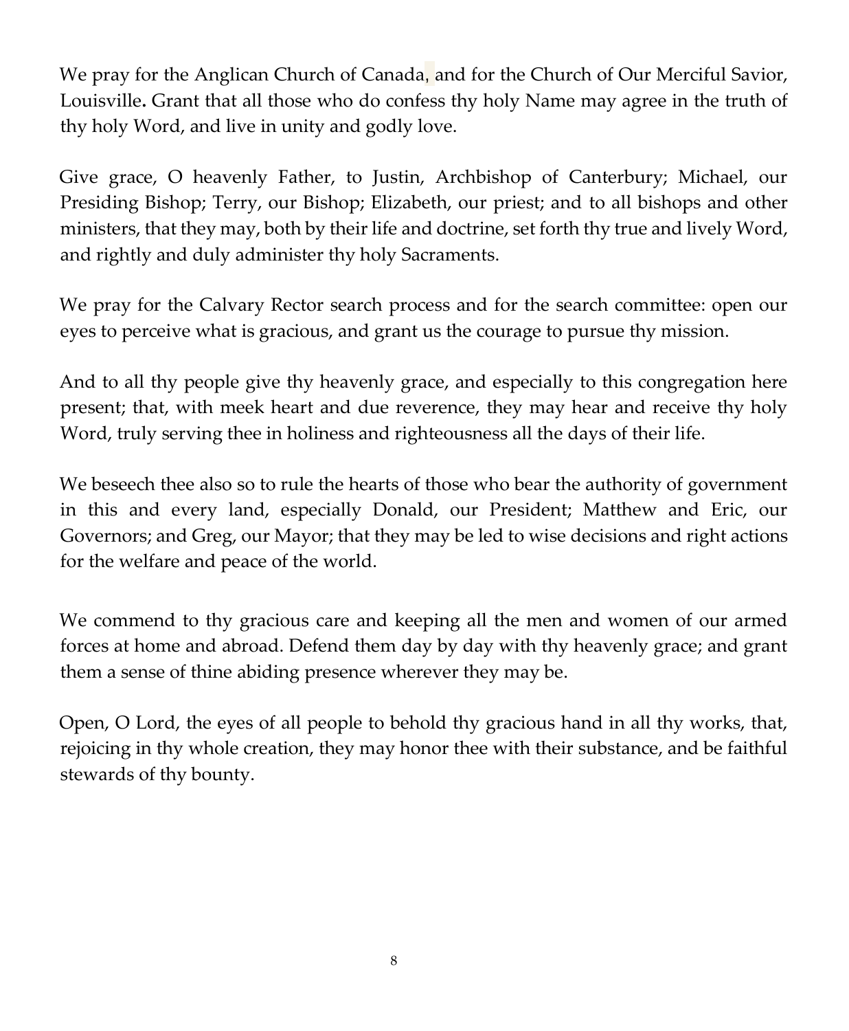We pray for the Anglican Church of Canada, and for the Church of Our Merciful Savior, Louisville. Grant that all those who do confess thy holy Name may agree in the truth of thy holy Word, and live in unity and godly love.

Give grace, O heavenly Father, to Justin, Archbishop of Canterbury; Michael, our Presiding Bishop; Terry, our Bishop; Elizabeth, our priest; and to all bishops and other ministers, that they may, both by their life and doctrine, set forth thy true and lively Word, and rightly and duly administer thy holy Sacraments.

We pray for the Calvary Rector search process and for the search committee: open our eyes to perceive what is gracious, and grant us the courage to pursue thy mission.

And to all thy people give thy heavenly grace, and especially to this congregation here present; that, with meek heart and due reverence, they may hear and receive thy holy Word, truly serving thee in holiness and righteousness all the days of their life.

We beseech thee also so to rule the hearts of those who bear the authority of government in this and every land, especially Donald, our President; Matthew and Eric, our Governors; and Greg, our Mayor; that they may be led to wise decisions and right actions for the welfare and peace of the world.

We commend to thy gracious care and keeping all the men and women of our armed forces at home and abroad. Defend them day by day with thy heavenly grace; and grant them a sense of thine abiding presence wherever they may be.

Open, O Lord, the eyes of all people to behold thy gracious hand in all thy works, that, rejoicing in thy whole creation, they may honor thee with their substance, and be faithful stewards of thy bounty.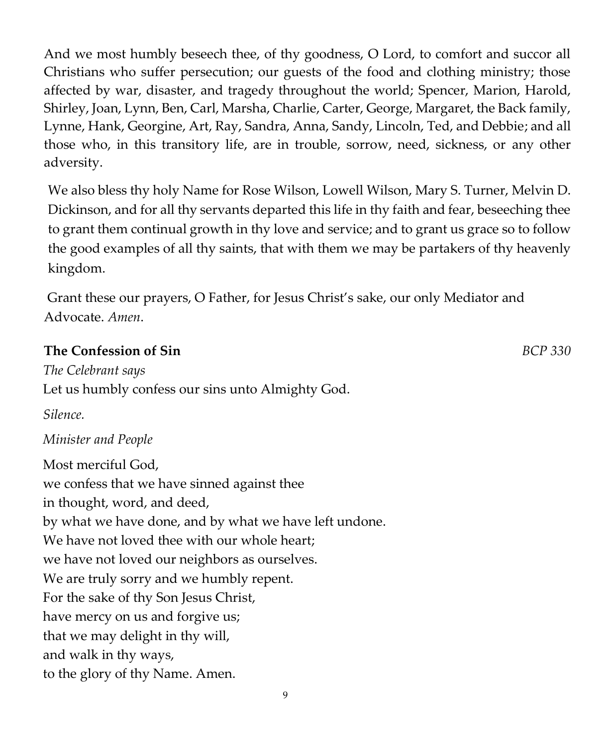And we most humbly beseech thee, of thy goodness, O Lord, to comfort and succor all Christians who suffer persecution; our guests of the food and clothing ministry; those affected by war, disaster, and tragedy throughout the world; Spencer, Marion, Harold, Shirley, Joan, Lynn, Ben, Carl, Marsha, Charlie, Carter, George, Margaret, the Back family, Lynne, Hank, Georgine, Art, Ray, Sandra, Anna, Sandy, Lincoln, Ted, and Debbie; and all those who, in this transitory life, are in trouble, sorrow, need, sickness, or any other adversity.

We also bless thy holy Name for Rose Wilson, Lowell Wilson, Mary S. Turner, Melvin D. Dickinson, and for all thy servants departed this life in thy faith and fear, beseeching thee to grant them continual growth in thy love and service; and to grant us grace so to follow the good examples of all thy saints, that with them we may be partakers of thy heavenly kingdom.

Grant these our prayers, O Father, for Jesus Christ's sake, our only Mediator and Advocate. *Amen*.

**The Confession of Sin** *BCP 330*

*The Celebrant says*
Let us humbly confess our sins unto Almighty God.

*Silence.*

*Minister and People*

Most merciful God,
we confess that we have sinned against thee
in thought, word, and deed,
by what we have done, and by what we have left undone.
We have not loved thee with our whole heart;
we have not loved our neighbors as ourselves.
We are truly sorry and we humbly repent.
For the sake of thy Son Jesus Christ,
have mercy on us and forgive us;
that we may delight in thy will,
and walk in thy ways,
to the glory of thy Name. Amen.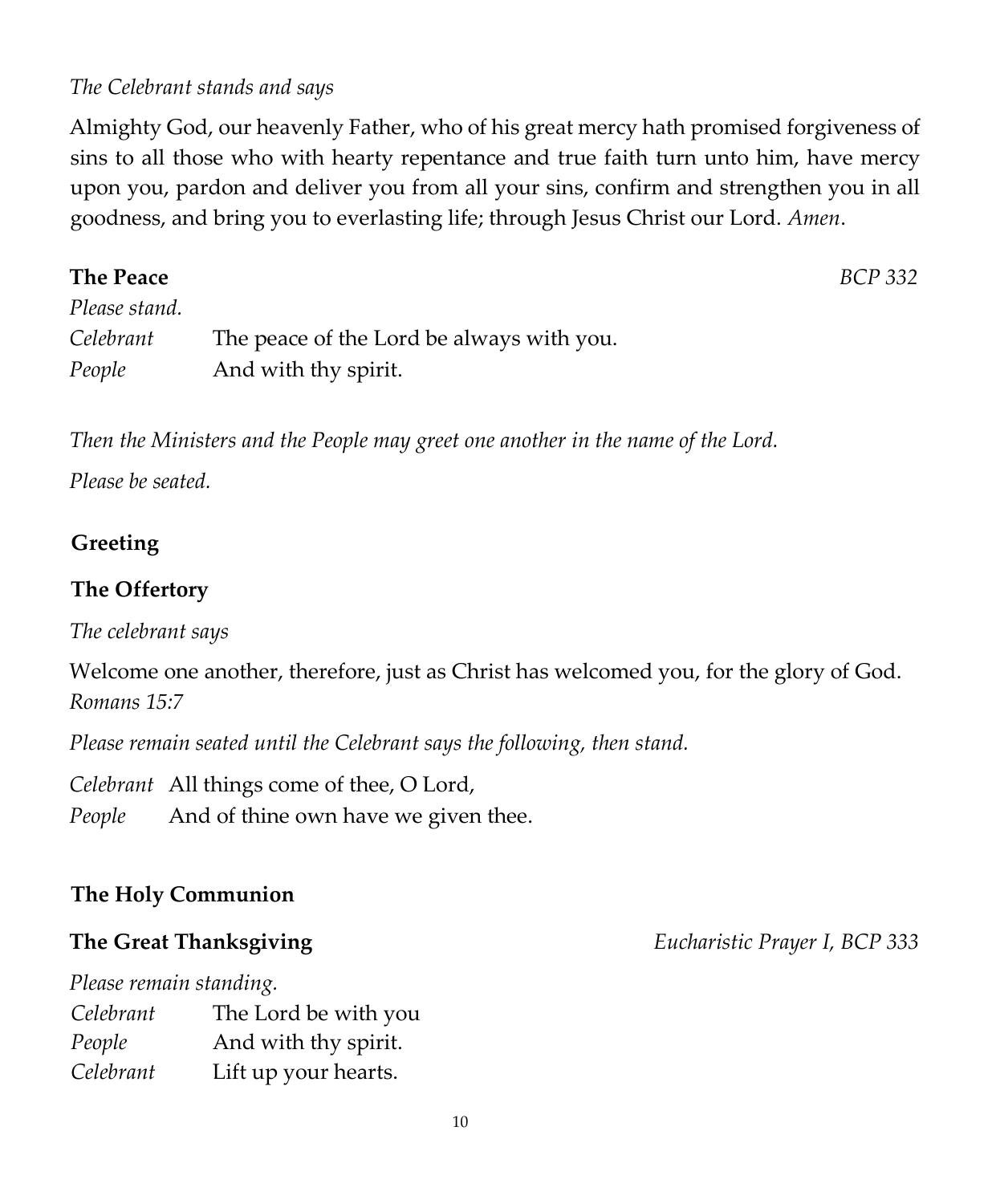*The Celebrant stands and says*

Almighty God, our heavenly Father, who of his great mercy hath promised forgiveness of sins to all those who with hearty repentance and true faith turn unto him, have mercy upon you, pardon and deliver you from all your sins, confirm and strengthen you in all goodness, and bring you to everlasting life; through Jesus Christ our Lord. *Amen*.

**The Peace** *BCP 332*

*Please stand.*

*Celebrant* The peace of the Lord be always with you.
*People* And with thy spirit.

*Then the Ministers and the People may greet one another in the name of the Lord.*

*Please be seated.*

**Greeting**

**The Offertory**

*The celebrant says*

Welcome one another, therefore, just as Christ has welcomed you, for the glory of God.
*Romans 15:7*

*Please remain seated until the Celebrant says the following, then stand.*

*Celebrant* All things come of thee, O Lord,
*People* And of thine own have we given thee.

**The Holy Communion**

**The Great Thanksgiving** *Eucharistic Prayer I, BCP 333*

*Please remain standing.*

*Celebrant* The Lord be with you
*People* And with thy spirit.
*Celebrant* Lift up your hearts.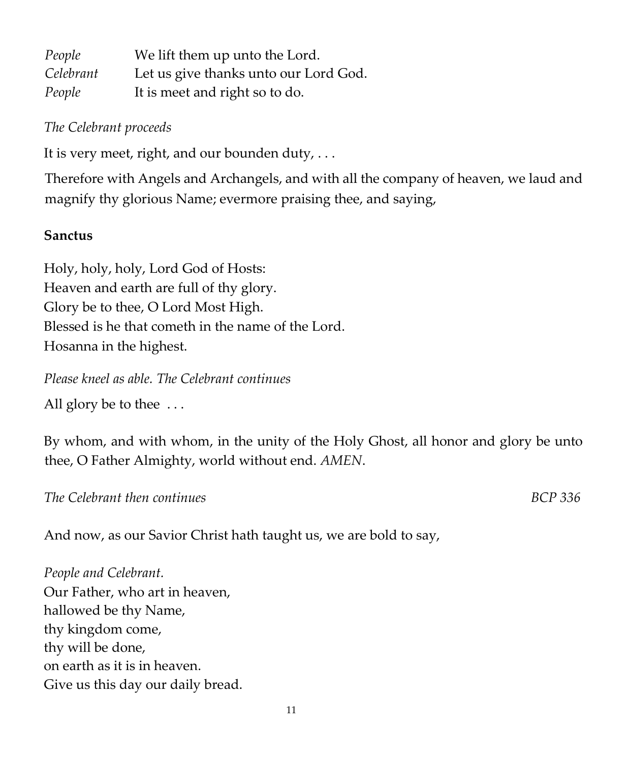| | |
|---|---|
| *People* | We lift them up unto the Lord. |
| *Celebrant* | Let us give thanks unto our Lord God. |
| *People* | It is meet and right so to do. |

*The Celebrant proceeds*

It is very meet, right, and our bounden duty, . . .

Therefore with Angels and Archangels, and with all the company of heaven, we laud and magnify thy glorious Name; evermore praising thee, and saying,

**Sanctus**

Holy, holy, holy, Lord God of Hosts:
Heaven and earth are full of thy glory.
Glory be to thee, O Lord Most High.
Blessed is he that cometh in the name of the Lord.
Hosanna in the highest.

*Please kneel as able. The Celebrant continues*

All glory be to thee . . .

By whom, and with whom, in the unity of the Holy Ghost, all honor and glory be unto thee, O Father Almighty, world without end. *AMEN*.

*The Celebrant then continues* *BCP 336*

And now, as our Savior Christ hath taught us, we are bold to say,

*People and Celebrant.*
Our Father, who art in heaven,
hallowed be thy Name,
thy kingdom come,
thy will be done,
on earth as it is in heaven.
Give us this day our daily bread.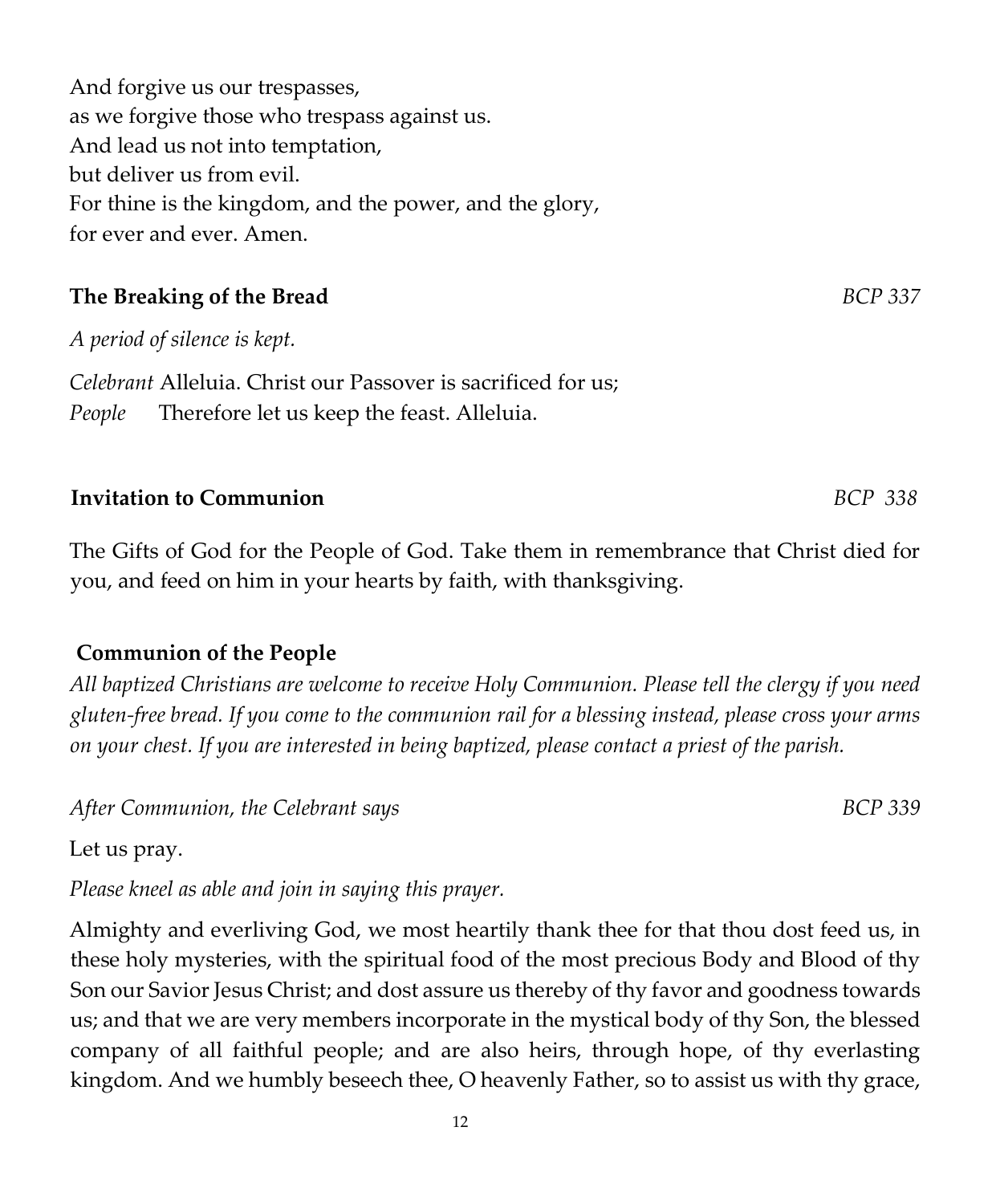And forgive us our trespasses,
as we forgive those who trespass against us.
And lead us not into temptation,
but deliver us from evil.
For thine is the kingdom, and the power, and the glory,
for ever and ever. Amen.

**The Breaking of the Bread** *BCP 337*

*A period of silence is kept.*

*Celebrant* Alleluia. Christ our Passover is sacrificed for us;
*People* Therefore let us keep the feast. Alleluia.

**Invitation to Communion** *BCP 338*

The Gifts of God for the People of God. Take them in remembrance that Christ died for you, and feed on him in your hearts by faith, with thanksgiving.

**Communion of the People**

*All baptized Christians are welcome to receive Holy Communion. Please tell the clergy if you need gluten-free bread. If you come to the communion rail for a blessing instead, please cross your arms on your chest. If you are interested in being baptized, please contact a priest of the parish.*

*After Communion, the Celebrant says* *BCP 339*

Let us pray.

*Please kneel as able and join in saying this prayer.*

Almighty and everliving God, we most heartily thank thee for that thou dost feed us, in these holy mysteries, with the spiritual food of the most precious Body and Blood of thy Son our Savior Jesus Christ; and dost assure us thereby of thy favor and goodness towards us; and that we are very members incorporate in the mystical body of thy Son, the blessed company of all faithful people; and are also heirs, through hope, of thy everlasting kingdom. And we humbly beseech thee, O heavenly Father, so to assist us with thy grace,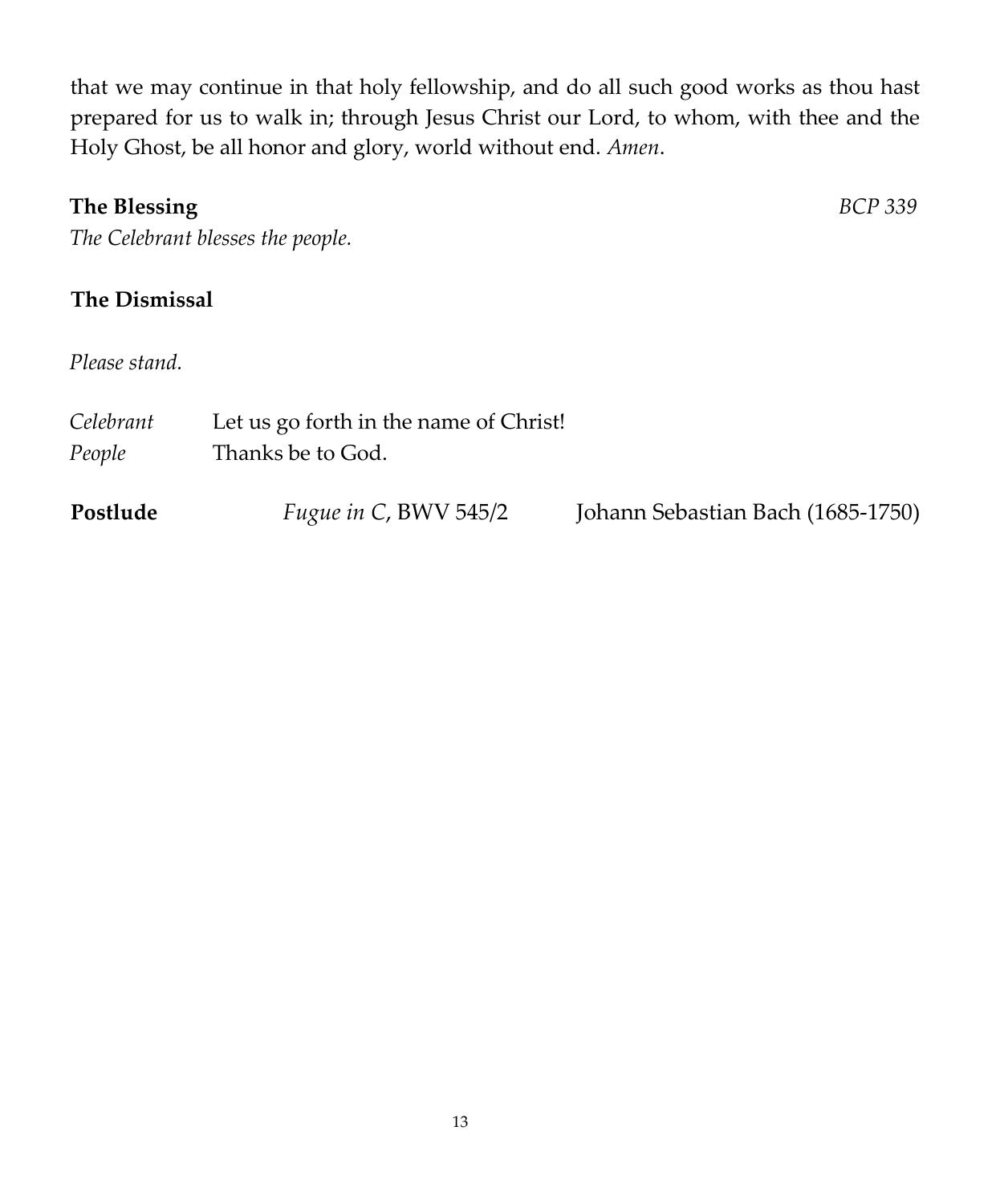that we may continue in that holy fellowship, and do all such good works as thou hast prepared for us to walk in; through Jesus Christ our Lord, to whom, with thee and the Holy Ghost, be all honor and glory, world without end. *Amen*.

**The Blessing** *BCP 339*

*The Celebrant blesses the people.*

**The Dismissal**

*Please stand.*

*Celebrant* Let us go forth in the name of Christ!
*People* Thanks be to God.

**Postlude** *Fugue in C*, BWV 545/2 Johann Sebastian Bach (1685-1750)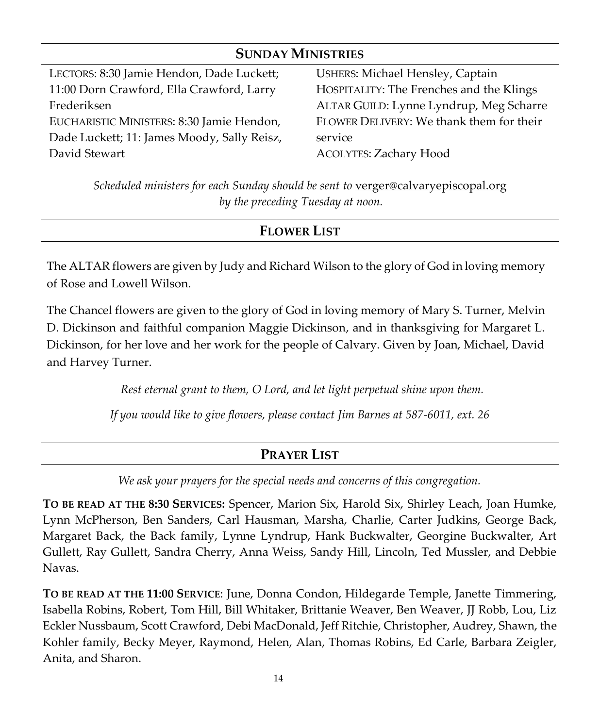## SUNDAY MINISTRIES

LECTORS: 8:30 Jamie Hendon, Dade Luckett; 11:00 Dorn Crawford, Ella Crawford, Larry Frederiksen

EUCHARISTIC MINISTERS: 8:30 Jamie Hendon, Dade Luckett; 11: James Moody, Sally Reisz, David Stewart

USHERS: Michael Hensley, Captain

HOSPITALITY: The Frenches and the Klings

ALTAR GUILD: Lynne Lyndrup, Meg Scharre

FLOWER DELIVERY: We thank them for their service

ACOLYTES: Zachary Hood

*Scheduled ministers for each Sunday should be sent to* verger@calvaryepiscopal.org *by the preceding Tuesday at noon.*

## FLOWER LIST

The ALTAR flowers are given by Judy and Richard Wilson to the glory of God in loving memory of Rose and Lowell Wilson.

The Chancel flowers are given to the glory of God in loving memory of Mary S. Turner, Melvin D. Dickinson and faithful companion Maggie Dickinson, and in thanksgiving for Margaret L. Dickinson, for her love and her work for the people of Calvary. Given by Joan, Michael, David and Harvey Turner.

*Rest eternal grant to them, O Lord, and let light perpetual shine upon them.*

*If you would like to give flowers, please contact Jim Barnes at 587-6011, ext. 26*

## PRAYER LIST

*We ask your prayers for the special needs and concerns of this congregation.*

**TO BE READ AT THE 8:30 SERVICES:** Spencer, Marion Six, Harold Six, Shirley Leach, Joan Humke, Lynn McPherson, Ben Sanders, Carl Hausman, Marsha, Charlie, Carter Judkins, George Back, Margaret Back, the Back family, Lynne Lyndrup, Hank Buckwalter, Georgine Buckwalter, Art Gullett, Ray Gullett, Sandra Cherry, Anna Weiss, Sandy Hill, Lincoln, Ted Mussler, and Debbie Navas.

**TO BE READ AT THE 11:00 SERVICE**: June, Donna Condon, Hildegarde Temple, Janette Timmering, Isabella Robins, Robert, Tom Hill, Bill Whitaker, Brittanie Weaver, Ben Weaver, JJ Robb, Lou, Liz Eckler Nussbaum, Scott Crawford, Debi MacDonald, Jeff Ritchie, Christopher, Audrey, Shawn, the Kohler family, Becky Meyer, Raymond, Helen, Alan, Thomas Robins, Ed Carle, Barbara Zeigler, Anita, and Sharon.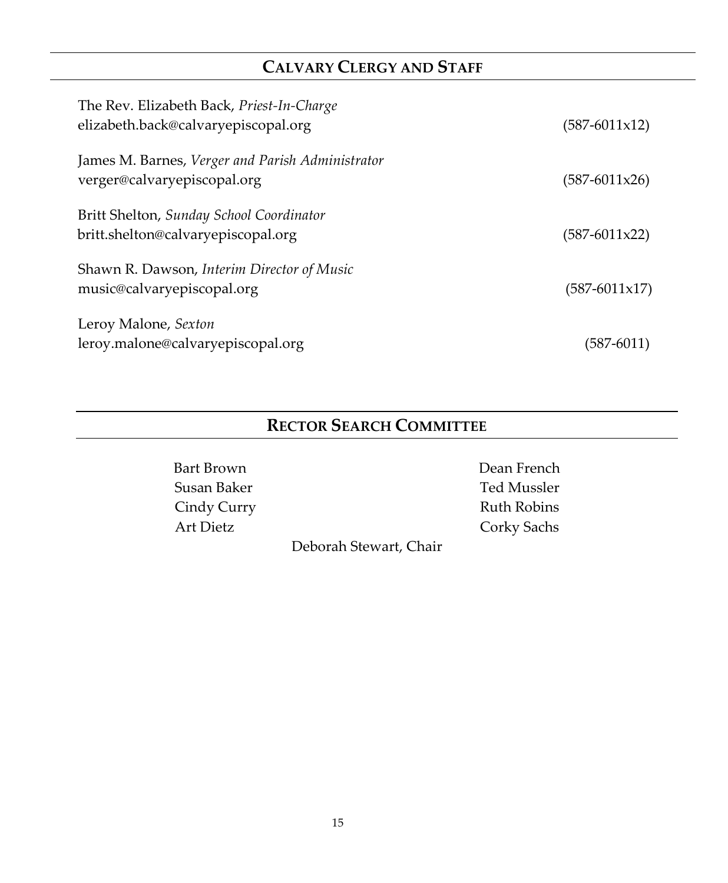## CALVARY CLERGY AND STAFF

The Rev. Elizabeth Back, *Priest-In-Charge*
elizabeth.back@calvaryepiscopal.org (587-6011x12)

James M. Barnes, *Verger and Parish Administrator*
verger@calvaryepiscopal.org (587-6011x26)

Britt Shelton, *Sunday School Coordinator*
britt.shelton@calvaryepiscopal.org (587-6011x22)

Shawn R. Dawson, *Interim Director of Music*
music@calvaryepiscopal.org (587-6011x17)

Leroy Malone, *Sexton*
leroy.malone@calvaryepiscopal.org (587-6011)

## RECTOR SEARCH COMMITTEE

Bart Brown
Susan Baker
Cindy Curry
Art Dietz
Dean French
Ted Mussler
Ruth Robins
Corky Sachs

Deborah Stewart, Chair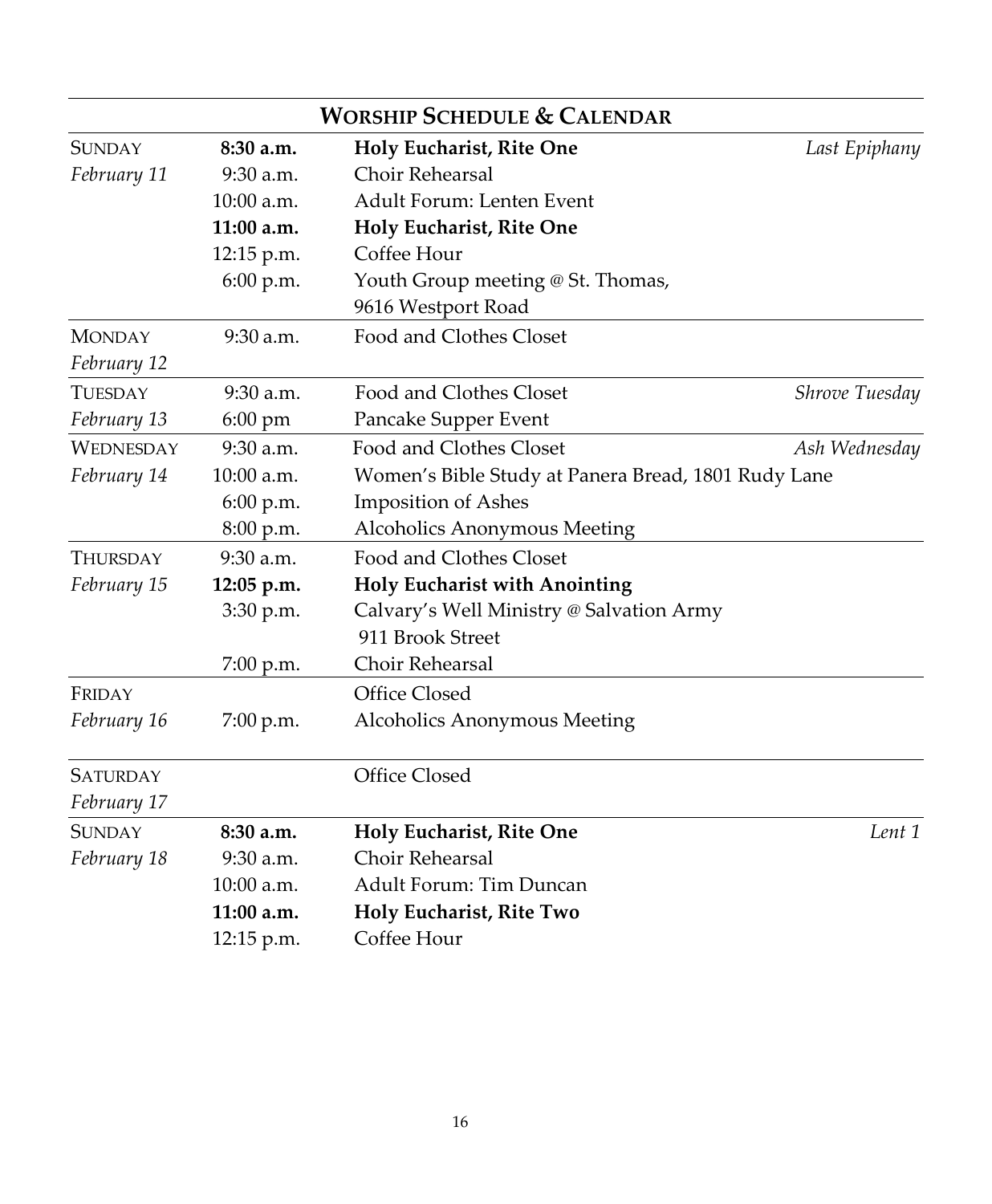## WORSHIP SCHEDULE & CALENDAR

| Day | Time | Event | Note |
|---|---|---|---|
| SUNDAY *February 11* | **8:30 a.m.** | **Holy Eucharist, Rite One** | *Last Epiphany* |
| | 9:30 a.m. | Choir Rehearsal | |
| | 10:00 a.m. | Adult Forum: Lenten Event | |
| | **11:00 a.m.** | **Holy Eucharist, Rite One** | |
| | 12:15 p.m. | Coffee Hour | |
| | 6:00 p.m. | Youth Group meeting @ St. Thomas, 9616 Westport Road | |
| MONDAY *February 12* | 9:30 a.m. | Food and Clothes Closet | |
| TUESDAY *February 13* | 9:30 a.m. | Food and Clothes Closet | *Shrove Tuesday* |
| | 6:00 pm | Pancake Supper Event | |
| WEDNESDAY *February 14* | 9:30 a.m. | Food and Clothes Closet | *Ash Wednesday* |
| | 10:00 a.m. | Women's Bible Study at Panera Bread, 1801 Rudy Lane | |
| | 6:00 p.m. | Imposition of Ashes | |
| | 8:00 p.m. | Alcoholics Anonymous Meeting | |
| THURSDAY *February 15* | 9:30 a.m. | Food and Clothes Closet | |
| | **12:05 p.m.** | **Holy Eucharist with Anointing** | |
| | 3:30 p.m. | Calvary's Well Ministry @ Salvation Army 911 Brook Street | |
| | 7:00 p.m. | Choir Rehearsal | |
| FRIDAY *February 16* | | Office Closed | |
| | 7:00 p.m. | Alcoholics Anonymous Meeting | |
| SATURDAY *February 17* | | Office Closed | |
| SUNDAY *February 18* | **8:30 a.m.** | **Holy Eucharist, Rite One** | *Lent 1* |
| | 9:30 a.m. | Choir Rehearsal | |
| | 10:00 a.m. | Adult Forum: Tim Duncan | |
| | **11:00 a.m.** | **Holy Eucharist, Rite Two** | |
| | 12:15 p.m. | Coffee Hour | |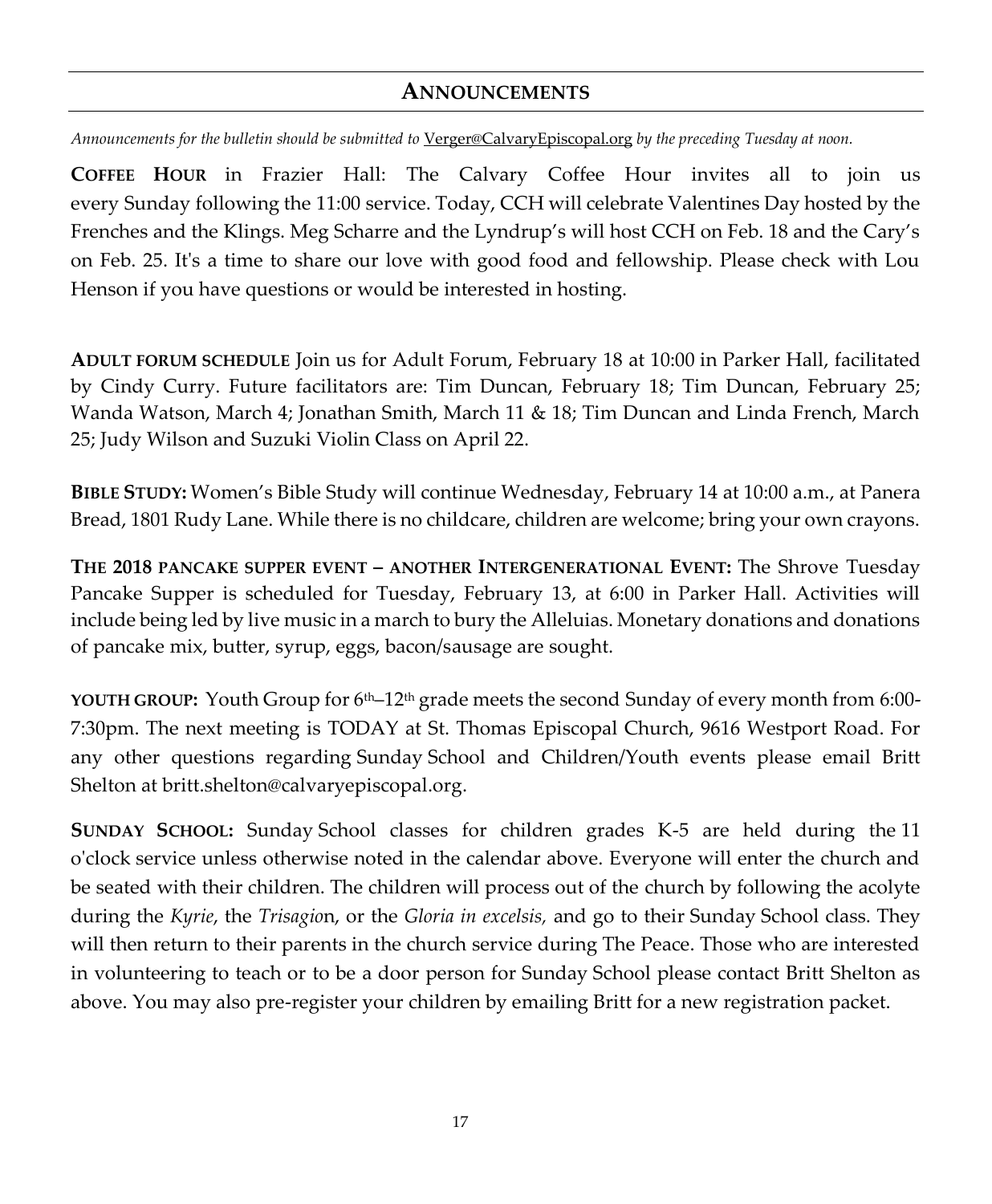## ANNOUNCEMENTS

*Announcements for the bulletin should be submitted to* Verger@CalvaryEpiscopal.org *by the preceding Tuesday at noon.*

**COFFEE HOUR** in Frazier Hall: The Calvary Coffee Hour invites all to join us every Sunday following the 11:00 service. Today, CCH will celebrate Valentines Day hosted by the Frenches and the Klings. Meg Scharre and the Lyndrup's will host CCH on Feb. 18 and the Cary's on Feb. 25. It's a time to share our love with good food and fellowship. Please check with Lou Henson if you have questions or would be interested in hosting.

**ADULT FORUM SCHEDULE** Join us for Adult Forum, February 18 at 10:00 in Parker Hall, facilitated by Cindy Curry. Future facilitators are: Tim Duncan, February 18; Tim Duncan, February 25; Wanda Watson, March 4; Jonathan Smith, March 11 & 18; Tim Duncan and Linda French, March 25; Judy Wilson and Suzuki Violin Class on April 22.

**BIBLE STUDY:** Women's Bible Study will continue Wednesday, February 14 at 10:00 a.m., at Panera Bread, 1801 Rudy Lane. While there is no childcare, children are welcome; bring your own crayons.

**THE 2018 PANCAKE SUPPER EVENT – ANOTHER INTERGENERATIONAL EVENT:** The Shrove Tuesday Pancake Supper is scheduled for Tuesday, February 13, at 6:00 in Parker Hall. Activities will include being led by live music in a march to bury the Alleluias. Monetary donations and donations of pancake mix, butter, syrup, eggs, bacon/sausage are sought.

**YOUTH GROUP:** Youth Group for 6th–12th grade meets the second Sunday of every month from 6:00-7:30pm. The next meeting is TODAY at St. Thomas Episcopal Church, 9616 Westport Road. For any other questions regarding Sunday School and Children/Youth events please email Britt Shelton at britt.shelton@calvaryepiscopal.org.

**SUNDAY SCHOOL:** Sunday School classes for children grades K-5 are held during the 11 o'clock service unless otherwise noted in the calendar above. Everyone will enter the church and be seated with their children. The children will process out of the church by following the acolyte during the *Kyrie*, the *Trisagio*n, or the *Gloria in excelsis,* and go to their Sunday School class. They will then return to their parents in the church service during The Peace. Those who are interested in volunteering to teach or to be a door person for Sunday School please contact Britt Shelton as above. You may also pre-register your children by emailing Britt for a new registration packet.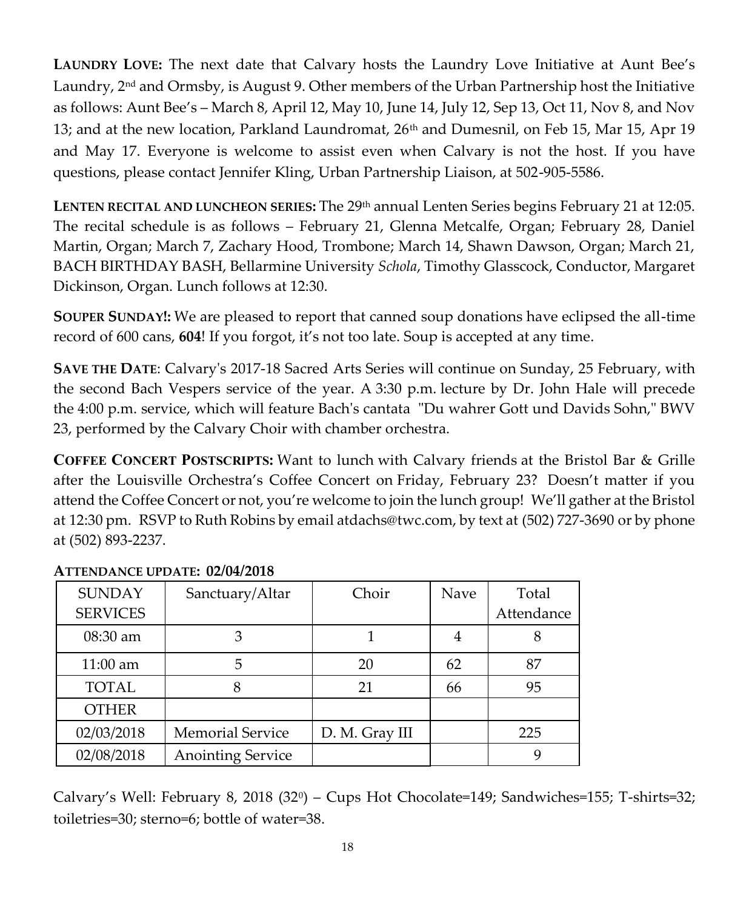**LAUNDRY LOVE:** The next date that Calvary hosts the Laundry Love Initiative at Aunt Bee's Laundry, 2nd and Ormsby, is August 9. Other members of the Urban Partnership host the Initiative as follows: Aunt Bee's – March 8, April 12, May 10, June 14, July 12, Sep 13, Oct 11, Nov 8, and Nov 13; and at the new location, Parkland Laundromat, 26th and Dumesnil, on Feb 15, Mar 15, Apr 19 and May 17. Everyone is welcome to assist even when Calvary is not the host. If you have questions, please contact Jennifer Kling, Urban Partnership Liaison, at 502-905-5586.

**LENTEN RECITAL AND LUNCHEON SERIES:** The 29th annual Lenten Series begins February 21 at 12:05. The recital schedule is as follows – February 21, Glenna Metcalfe, Organ; February 28, Daniel Martin, Organ; March 7, Zachary Hood, Trombone; March 14, Shawn Dawson, Organ; March 21, BACH BIRTHDAY BASH, Bellarmine University *Schola*, Timothy Glasscock, Conductor, Margaret Dickinson, Organ. Lunch follows at 12:30.

**SOUPER SUNDAY!:** We are pleased to report that canned soup donations have eclipsed the all-time record of 600 cans, **604**! If you forgot, it's not too late. Soup is accepted at any time.

**SAVE THE DATE**: Calvary's 2017-18 Sacred Arts Series will continue on Sunday, 25 February, with the second Bach Vespers service of the year. A 3:30 p.m. lecture by Dr. John Hale will precede the 4:00 p.m. service, which will feature Bach's cantata "Du wahrer Gott und Davids Sohn," BWV 23, performed by the Calvary Choir with chamber orchestra.

**COFFEE CONCERT POSTSCRIPTS:** Want to lunch with Calvary friends at the Bristol Bar & Grille after the Louisville Orchestra's Coffee Concert on Friday, February 23? Doesn't matter if you attend the Coffee Concert or not, you're welcome to join the lunch group! We'll gather at the Bristol at 12:30 pm. RSVP to Ruth Robins by email atdachs@twc.com, by text at (502) 727-3690 or by phone at (502) 893-2237.

**ATTENDANCE UPDATE: 02/04/2018**

| SUNDAY SERVICES | Sanctuary/Altar | Choir | Nave | Total Attendance |
|---|---|---|---|---|
| 08:30 am | 3 | 1 | 4 | 8 |
| 11:00 am | 5 | 20 | 62 | 87 |
| TOTAL | 8 | 21 | 66 | 95 |
| OTHER | | | | |
| 02/03/2018 | Memorial Service | D. M. Gray III | | 225 |
| 02/08/2018 | Anointing Service | | | 9 |

Calvary's Well: February 8, 2018 ($32^0$) – Cups Hot Chocolate=149; Sandwiches=155; T-shirts=32; toiletries=30; sterno=6; bottle of water=38.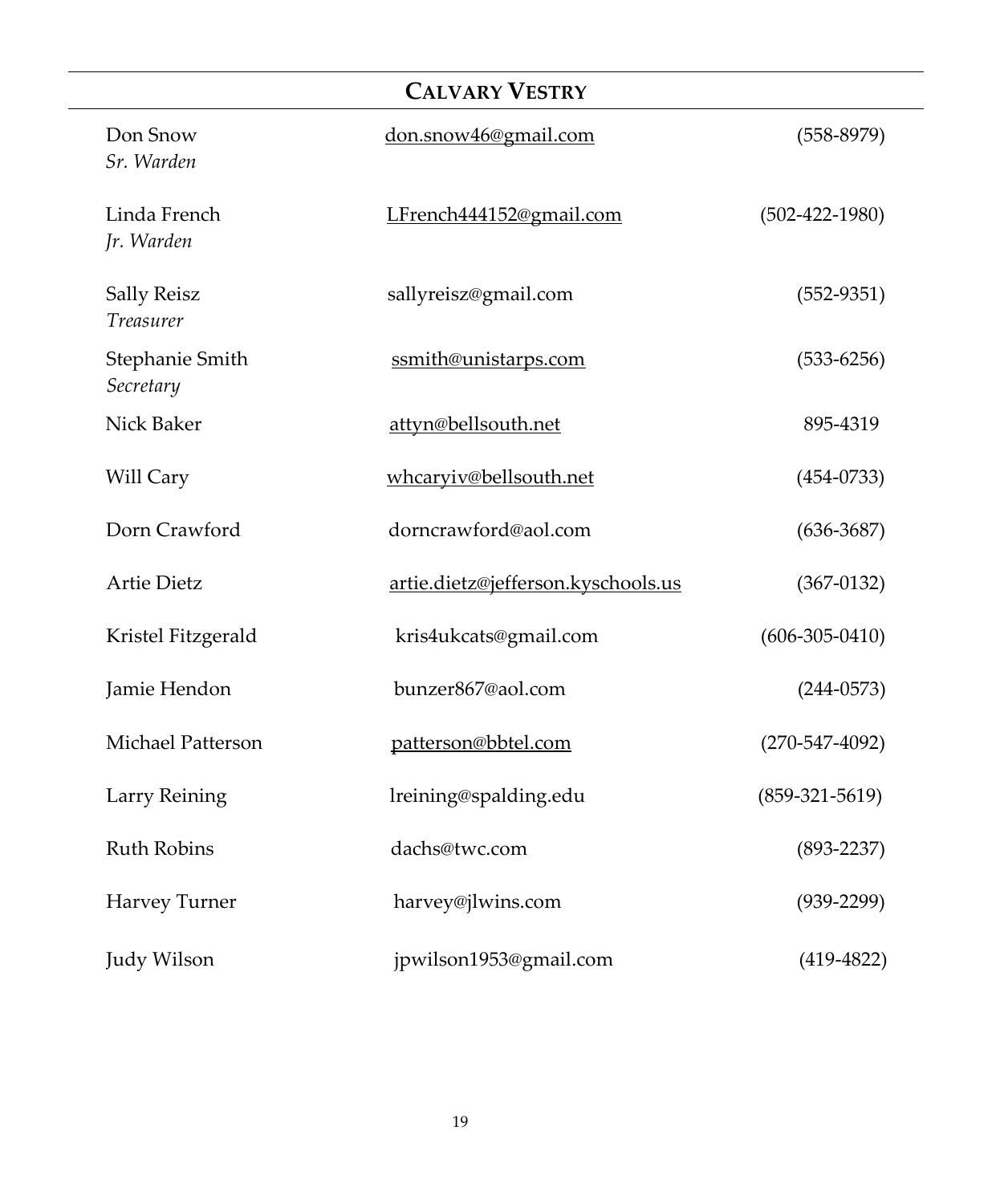## CALVARY VESTRY

| | | |
|---|---|---|
| Don Snow<br>*Sr. Warden* | don.snow46@gmail.com | (558-8979) |
| Linda French<br>*Jr. Warden* | LFrench444152@gmail.com | (502-422-1980) |
| Sally Reisz<br>*Treasurer* | sallyreisz@gmail.com | (552-9351) |
| Stephanie Smith<br>*Secretary* | ssmith@unistarps.com | (533-6256) |
| Nick Baker | attyn@bellsouth.net | 895-4319 |
| Will Cary | whcaryiv@bellsouth.net | (454-0733) |
| Dorn Crawford | dorncrawford@aol.com | (636-3687) |
| Artie Dietz | artie.dietz@jefferson.kyschools.us | (367-0132) |
| Kristel Fitzgerald | kris4ukcats@gmail.com | (606-305-0410) |
| Jamie Hendon | bunzer867@aol.com | (244-0573) |
| Michael Patterson | patterson@bbtel.com | (270-547-4092) |
| Larry Reining | lreining@spalding.edu | (859-321-5619) |
| Ruth Robins | dachs@twc.com | (893-2237) |
| Harvey Turner | harvey@jlwins.com | (939-2299) |
| Judy Wilson | jpwilson1953@gmail.com | (419-4822) |